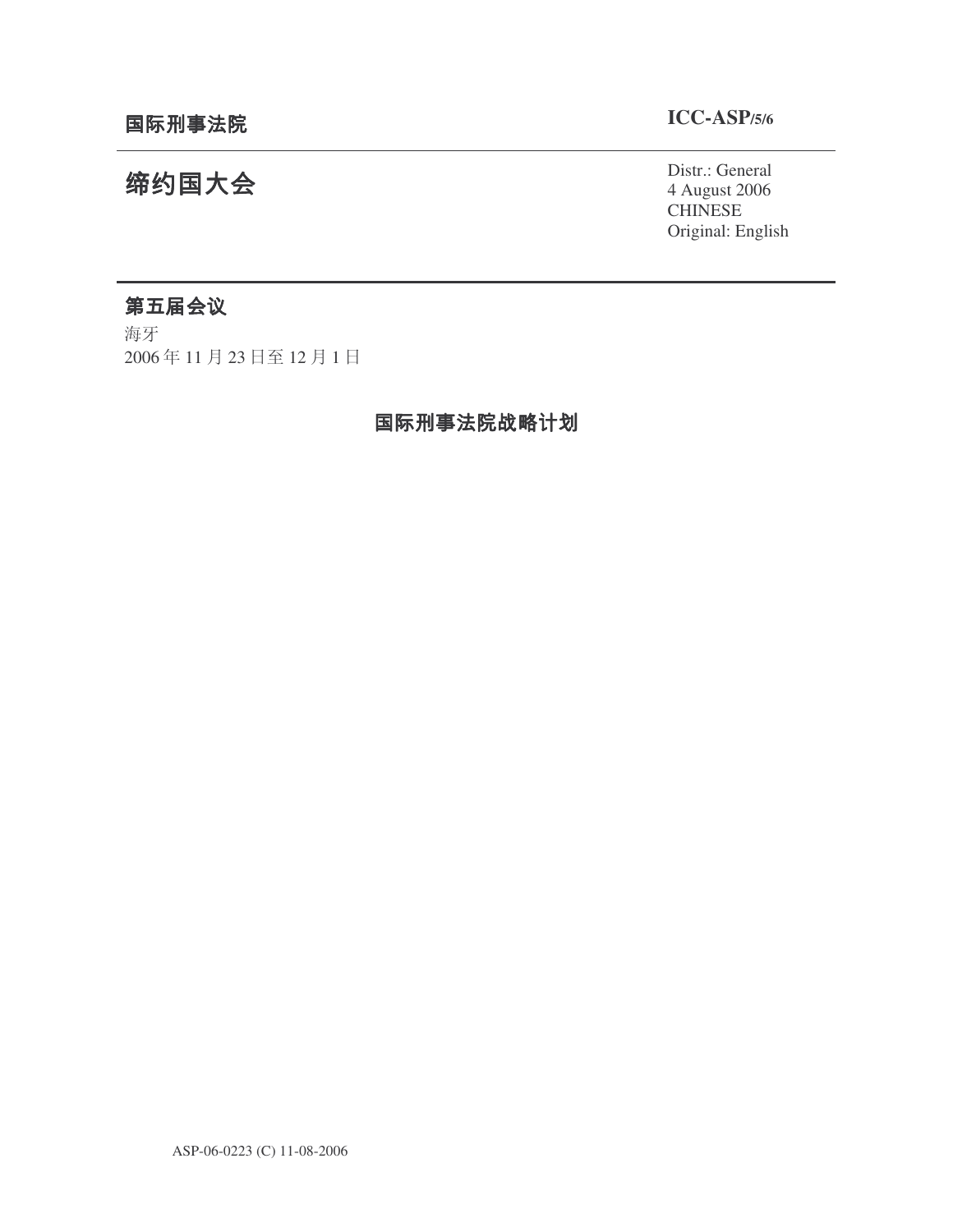**国际刑事法院** **ICC-ASP/5/6**

# 缔约国大会

Distr.: General
4 August 2006
CHINESE
Original: English

## 第五届会议

海牙
2006 年 11 月 23 日至 12 月 1 日

## 国际刑事法院战略计划

ASP-06-0223 (C) 11-08-2006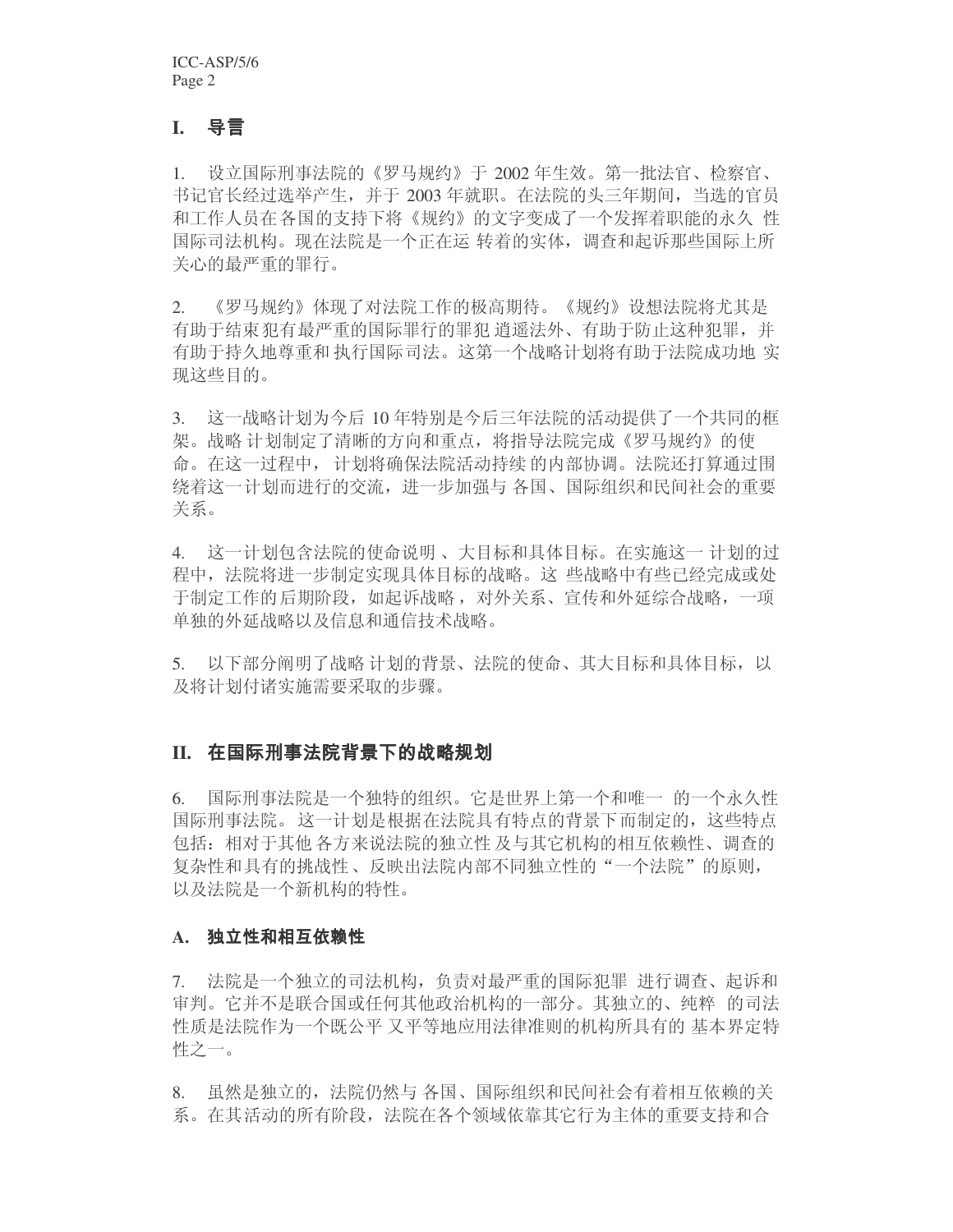## I. 导言

1. 设立国际刑事法院的《罗马规约》于 2002 年生效。第一批法官、检察官、书记官长经过选举产生，并于 2003 年就职。在法院的头三年期间，当选的官员和工作人员在各国的支持下将《规约》的文字变成了一个发挥着职能的永久性国际司法机构。现在法院是一个正在运转着的实体，调查和起诉那些国际上所关心的最严重的罪行。

2. 《罗马规约》体现了对法院工作的极高期待。《规约》设想法院将尤其是有助于结束犯有最严重的国际罪行的罪犯逍遥法外、有助于防止这种犯罪，并有助于持久地尊重和执行国际司法。这第一个战略计划将有助于法院成功地实现这些目的。

3. 这一战略计划为今后 10 年特别是今后三年法院的活动提供了一个共同的框架。战略计划制定了清晰的方向和重点，将指导法院完成《罗马规约》的使命。在这一过程中，计划将确保法院活动持续的内部协调。法院还打算通过围绕着这一计划而进行的交流，进一步加强与各国、国际组织和民间社会的重要关系。

4. 这一计划包含法院的使命说明、大目标和具体目标。在实施这一计划的过程中，法院将进一步制定实现具体目标的战略。这些战略中有些已经完成或处于制定工作的后期阶段，如起诉战略，对外关系、宣传和外延综合战略，一项单独的外延战略以及信息和通信技术战略。

5. 以下部分阐明了战略计划的背景、法院的使命、其大目标和具体目标，以及将计划付诸实施需要采取的步骤。

## II. 在国际刑事法院背景下的战略规划

6. 国际刑事法院是一个独特的组织。它是世界上第一个和唯一的一个永久性国际刑事法院。这一计划是根据在法院具有特点的背景下而制定的，这些特点包括：相对于其他各方来说法院的独立性及与其它机构的相互依赖性、调查的复杂性和具有的挑战性、反映出法院内部不同独立性的“一个法院”的原则，以及法院是一个新机构的特性。

### A. 独立性和相互依赖性

7. 法院是一个独立的司法机构，负责对最严重的国际犯罪进行调查、起诉和审判。它并不是联合国或任何其他政治机构的一部分。其独立的、纯粹的司法性质是法院作为一个既公平又平等地应用法律准则的机构所具有的基本界定特性之一。

8. 虽然是独立的，法院仍然与各国、国际组织和民间社会有着相互依赖的关系。在其活动的所有阶段，法院在各个领域依靠其它行为主体的重要支持和合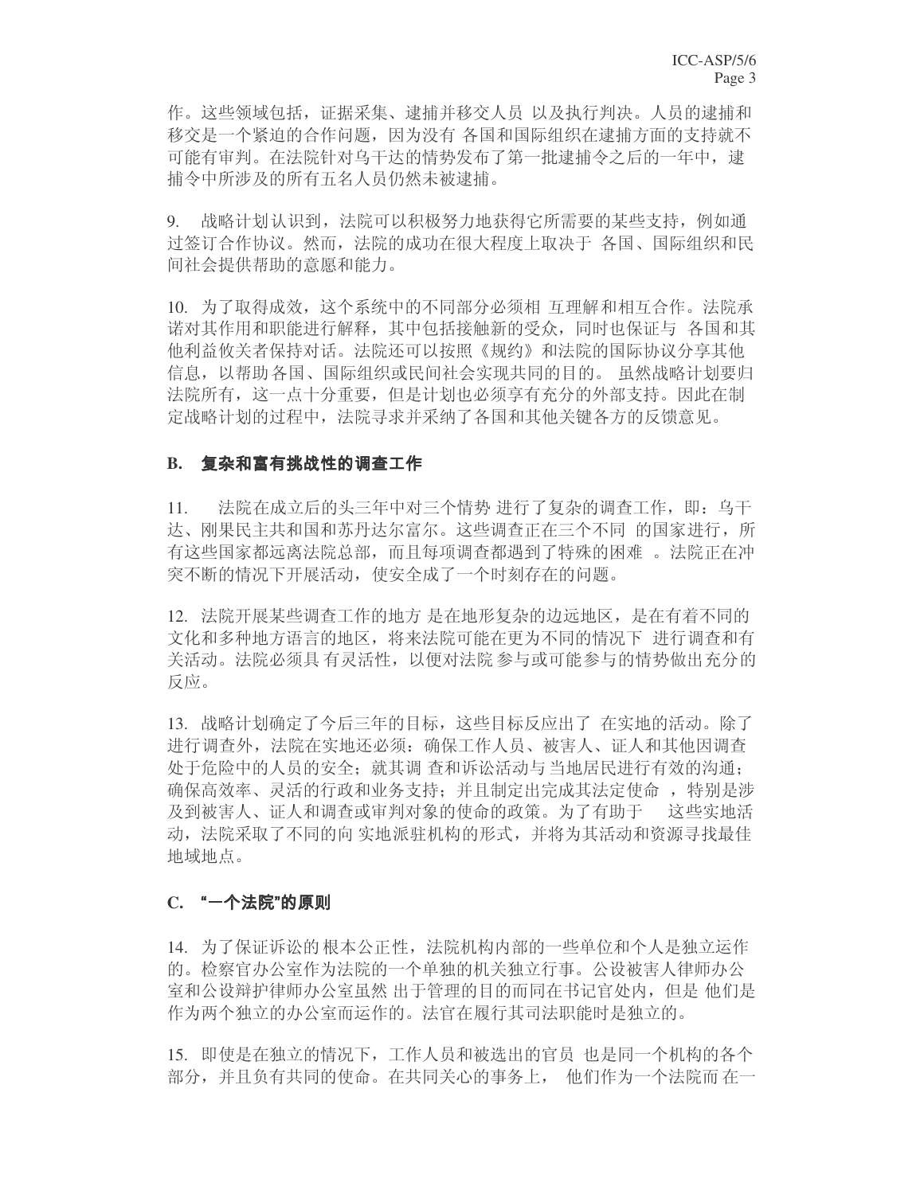作。这些领域包括，证据采集、逮捕并移交人员 以及执行判决。人员的逮捕和移交是一个紧迫的合作问题，因为没有 各国和国际组织在逮捕方面的支持就不可能有审判。在法院针对乌干达的情势发布了第一批逮捕令之后的一年中，逮捕令中所涉及的所有五名人员仍然未被逮捕。

9. 战略计划认识到，法院可以积极努力地获得它所需要的某些支持，例如通过签订合作协议。然而，法院的成功在很大程度上取决于 各国、国际组织和民间社会提供帮助的意愿和能力。

10. 为了取得成效，这个系统中的不同部分必须相 互理解和相互合作。法院承诺对其作用和职能进行解释，其中包括接触新的受众，同时也保证与 各国和其他利益攸关者保持对话。法院还可以按照《规约》和法院的国际协议分享其他信息，以帮助各国、国际组织或民间社会实现共同的目的。 虽然战略计划要归法院所有，这一点十分重要，但是计划也必须享有充分的外部支持。因此在制定战略计划的过程中，法院寻求并采纳了各国和其他关键各方的反馈意见。

## B. 复杂和富有挑战性的调查工作

11. 法院在成立后的头三年中对三个情势 进行了复杂的调查工作，即：乌干达、刚果民主共和国和苏丹达尔富尔。这些调查正在三个不同 的国家进行，所有这些国家都远离法院总部，而且每项调查都遇到了特殊的困难 。法院正在冲突不断的情况下开展活动，使安全成了一个时刻存在的问题。

12. 法院开展某些调查工作的地方 是在地形复杂的边远地区，是在有着不同的文化和多种地方语言的地区，将来法院可能在更为不同的情况下 进行调查和有关活动。法院必须具 有灵活性，以便对法院 参与或可能参与的情势做出充分的反应。

13. 战略计划确定了今后三年的目标，这些目标反应出了 在实地的活动。除了进行调查外，法院在实地还必须：确保工作人员、被害人、证人和其他因调查处于危险中的人员的安全；就其调 查和诉讼活动与当地居民进行有效的沟通；确保高效率、灵活的行政和业务支持；并且制定出完成其法定使命 ，特别是涉及到被害人、证人和调查或审判对象的使命的政策。为了有助于 这些实地活动，法院采取了不同的向 实地派驻机构的形式，并将为其活动和资源寻找最佳地域地点。

## C. "一个法院"的原则

14. 为了保证诉讼的 根本公正性，法院机构内部的一些单位和个人是独立运作的。检察官办公室作为法院的一个单独的机关独立行事。公设被害人律师办公室和公设辩护律师办公室虽然 出于管理的目的而同在书记官处内，但是 他们是作为两个独立的办公室而运作的。法官在履行其司法职能时是独立的。

15. 即使是在独立的情况下，工作人员和被选出的官员 也是同一个机构的各个部分，并且负有共同的使命。在共同关心的事务上， 他们作为一个法院而 在一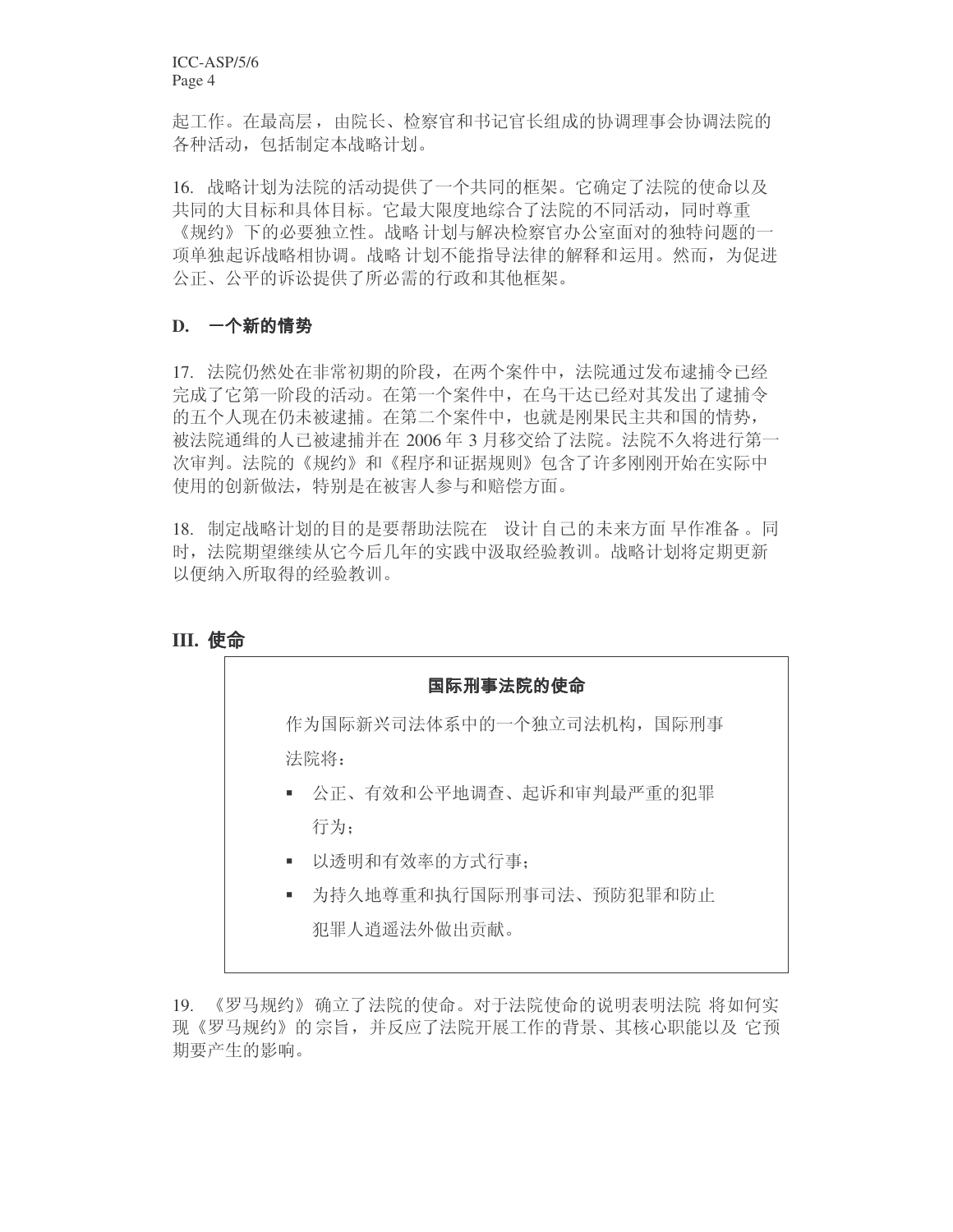起工作。在最高层，由院长、检察官和书记官长组成的协调理事会协调法院的各种活动，包括制定本战略计划。

16. 战略计划为法院的活动提供了一个共同的框架。它确定了法院的使命以及共同的大目标和具体目标。它最大限度地综合了法院的不同活动，同时尊重《规约》下的必要独立性。战略计划与解决检察官办公室面对的独特问题的一项单独起诉战略相协调。战略计划不能指导法律的解释和运用。然而，为促进公正、公平的诉讼提供了所必需的行政和其他框架。

### D. 一个新的情势

17. 法院仍然处在非常初期的阶段，在两个案件中，法院通过发布逮捕令已经完成了它第一阶段的活动。在第一个案件中，在乌干达已经对其发出了逮捕令的五个人现在仍未被逮捕。在第二个案件中，也就是刚果民主共和国的情势，被法院通缉的人已被逮捕并在 2006 年 3 月移交给了法院。法院不久将进行第一次审判。法院的《规约》和《程序和证据规则》包含了许多刚刚开始在实际中使用的创新做法，特别是在被害人参与和赔偿方面。

18. 制定战略计划的目的是要帮助法院在设计自己的未来方面早作准备。同时，法院期望继续从它今后几年的实践中汲取经验教训。战略计划将定期更新以便纳入所取得的经验教训。

## III. 使命

> **国际刑事法院的使命**
>
> 作为国际新兴司法体系中的一个独立司法机构，国际刑事法院将：
>
> - 公正、有效和公平地调查、起诉和审判最严重的犯罪行为；
> - 以透明和有效率的方式行事；
> - 为持久地尊重和执行国际刑事司法、预防犯罪和防止犯罪人逍遥法外做出贡献。

19. 《罗马规约》确立了法院的使命。对于法院使命的说明表明法院将如何实现《罗马规约》的宗旨，并反应了法院开展工作的背景、其核心职能以及它预期要产生的影响。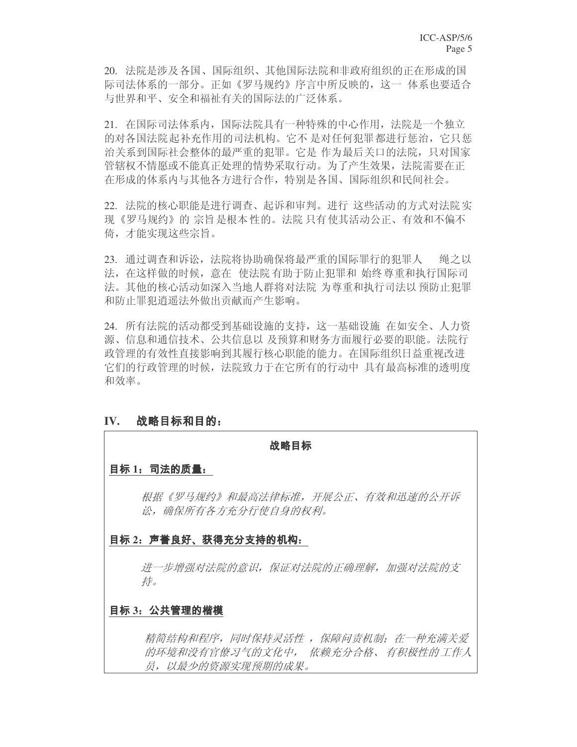20. 法院是涉及各国、国际组织、其他国际法院和非政府组织的正在形成的国际司法体系的一部分。正如《罗马规约》序言中所反映的，这一 体系也要适合与世界和平、安全和福祉有关的国际法的广泛体系。

21. 在国际司法体系内，国际法院具有一种特殊的中心作用，法院是一个独立的对各国法院起补充作用的司法机构。它不 是对任何犯罪都进行惩治，它只惩治关系到国际社会整体的最严重的犯罪。它是 作为最后关口的法院，只对国家管辖权不情愿或不能真正处理的情势采取行动。为了产生效果，法院需要在正在形成的体系内与其他各方进行合作，特别是各国、国际组织和民间社会。

22. 法院的核心职能是进行调查、起诉和审判。进行 这些活动的方式对法院实现《罗马规约》的 宗旨 是根本 性的。法院 只有 使其活动公正、有效和不偏不倚，才能实现这些宗旨。

23. 通过调查和诉讼，法院将协助确保将最严重的国际罪行的犯罪人　　绳之以法，在这样做的时候，意在　使法院 有助于防止犯罪和 始终 尊重和执行国际司法。其他的核心活动如深入当地人群将对法院 为尊重和执行司法以 预防止犯罪和防止罪犯逍遥法外做出贡献而产生影响。

24. 所有法院的活动都受到基础设施的支持，这一基础设施 在如安全、人力资源、信息和通信技术、公共信息以 及预算和财务方面履行必要的职能。法院行政管理的有效性直接影响到其履行核心职能的能力。在国际组织日益重视改进它们的行政管理的时候，法院致力于在它所有的行动中 具有最高标准的透明度和效率。

## IV. 战略目标和目的：

**战略目标**

**目标 1：司法的质量：**

*根据《罗马规约》和最高法律标准，开展公正、有效和迅速的公开诉讼，确保所有各方充分行使自身的权利。*

**目标 2：声誉良好、获得充分支持的机构：**

*进一步增强对法院的意识，保证对法院的正确理解，加强对法院的支持。*

**目标 3：公共管理的楷模**

*精简结构和程序，同时保持灵活性 ，保障问责机制；在一种充满关爱的环境和没有官僚习气的文化中， 依赖充分合格、有积极性的工作人员，以最少的资源实现预期的成果。*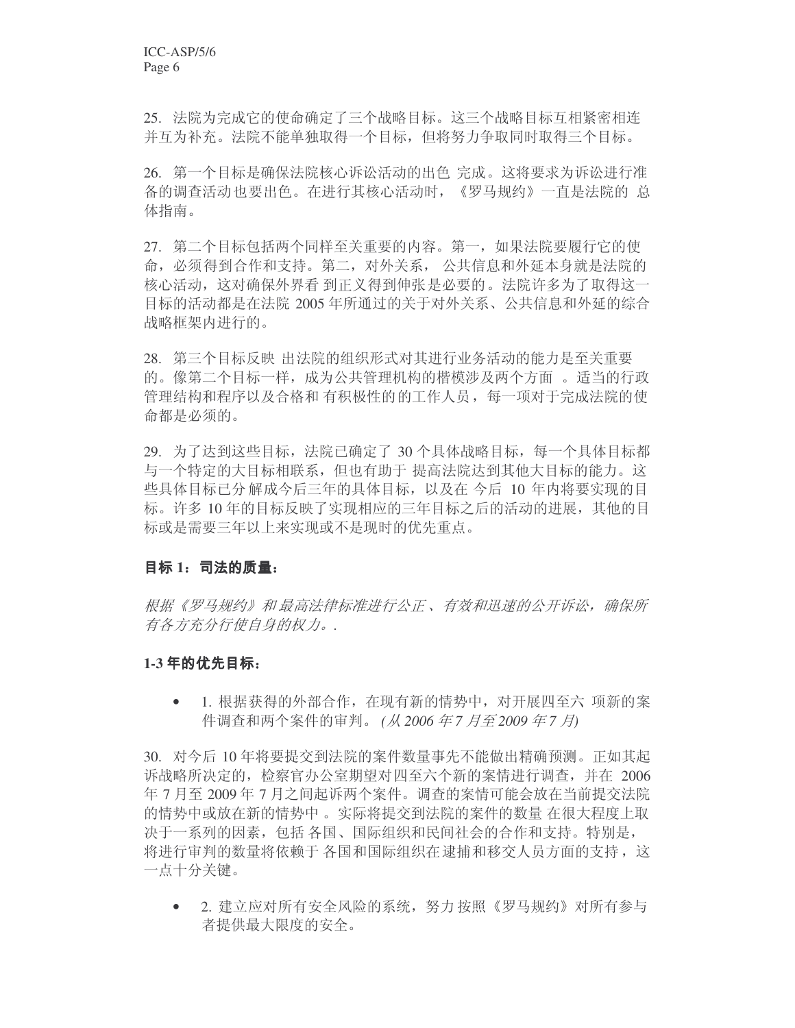25. 法院为完成它的使命确定了三个战略目标。这三个战略目标互相紧密相连并互为补充。法院不能单独取得一个目标，但将努力争取同时取得三个目标。

26. 第一个目标是确保法院核心诉讼活动的出色 完成。这将要求为诉讼进行准备的调查活动也要出色。在进行其核心活动时，《罗马规约》一直是法院的 总体指南。

27. 第二个目标包括两个同样至关重要的内容。第一，如果法院要履行它的使命，必须得到合作和支持。第二，对外关系， 公共信息和外延本身就是法院的核心活动，这对确保外界看 到正义得到伸张是必要的。法院许多为了取得这一目标的活动都是在法院 2005 年所通过的关于对外关系、公共信息和外延的综合战略框架内进行的。

28. 第三个目标反映 出法院的组织形式对其进行业务活动的能力是至关重要的。像第二个目标一样，成为公共管理机构的楷模涉及两个方面 。适当的行政管理结构和程序以及合格和 有积极性的的工作人员，每一项对于完成法院的使命都是必须的。

29. 为了达到这些目标，法院已确定了 30 个具体战略目标，每一个具体目标都与一个特定的大目标相联系，但也有助于 提高法院达到其他大目标的能力。这些具体目标已分 解成今后三年的具体目标，以及在 今后 10 年内将要实现的目标。许多 10 年的目标反映了实现相应的三年目标之后的活动的进展，其他的目标或是需要三年以上来实现或不是现时的优先重点。

**目标 1：司法的质量：**

*根据《罗马规约》和最高法律标准进行公正、有效和迅速的公开诉讼，确保所有各方充分行使自身的权力。.*

**1-3 年的优先目标：**

- 1. 根据获得的外部合作，在现有新的情势中，对开展四至六 项新的案件调查和两个案件的审判。 *(从 2006 年 7 月至 2009 年 7 月)*

30. 对今后 10 年将要提交到法院的案件数量事先不能做出精确预测。正如其起诉战略所决定的，检察官办公室期望对四至六个新的案情进行调查，并在 2006 年 7 月至 2009 年 7 月之间起诉两个案件。调查的案情可能会放在当前提交法院的情势中或放在新的情势中 。实际将提交到法院的案件的数量 在很大程度上取决于一系列的因素，包括 各国、国际组织和民间社会的合作和支持。特别是，将进行审判的数量将依赖于 各国和国际组织在逮捕和移交人员方面的支持，这一点十分关键。

- 2. 建立应对所有安全风险的系统，努力 按照《罗马规约》对所有参与者提供最大限度的安全。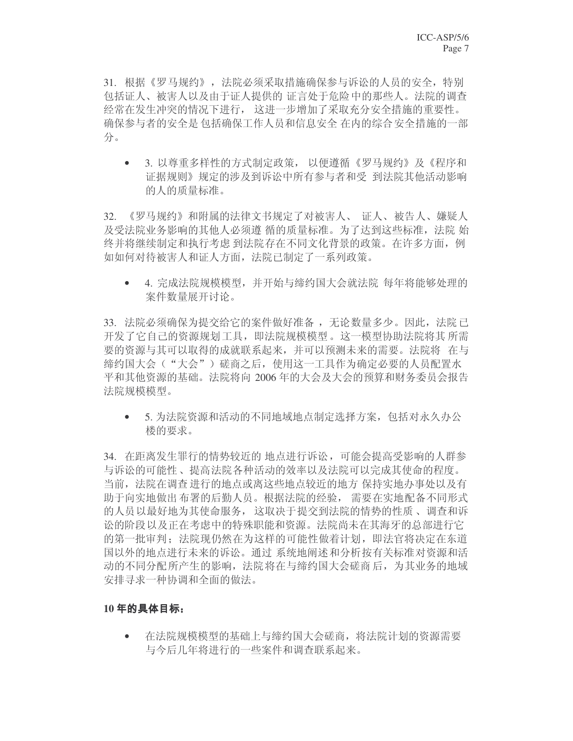31. 根据《罗马规约》，法院必须采取措施确保参与诉讼的人员的安全，特别包括证人、被害人以及由于证人提供的证言处于危险中的那些人。法院的调查经常在发生冲突的情况下进行，这进一步增加了采取充分安全措施的重要性。确保参与者的安全是包括确保工作人员和信息安全在内的综合安全措施的一部分。

- 3. 以尊重多样性的方式制定政策，以便遵循《罗马规约》及《程序和证据规则》规定的涉及到诉讼中所有参与者和受到法院其他活动影响的人的质量标准。

32. 《罗马规约》和附属的法律文书规定了对被害人、证人、被告人、嫌疑人及受法院业务影响的其他人必须遵循的质量标准。为了达到这些标准，法院始终并将继续制定和执行考虑到法院存在不同文化背景的政策。在许多方面，例如如何对待被害人和证人方面，法院已制定了一系列政策。

- 4. 完成法院规模模型，并开始与缔约国大会就法院每年将能够处理的案件数量展开讨论。

33. 法院必须确保为提交给它的案件做好准备，无论数量多少。因此，法院已开发了它自己的资源规划工具，即法院规模模型。这一模型协助法院将其所需要的资源与其可以取得的成就联系起来，并可以预测未来的需要。法院将在与缔约国大会（"大会"）磋商之后，使用这一工具作为确定必要的人员配置水平和其他资源的基础。法院将向 2006 年的大会及大会的预算和财务委员会报告法院规模模型。

- 5. 为法院资源和活动的不同地域地点制定选择方案，包括对永久办公楼的要求。

34. 在距离发生罪行的情势较近的地点进行诉讼，可能会提高受影响的人群参与诉讼的可能性、提高法院各种活动的效率以及法院可以完成其使命的程度。当前，法院在调查进行的地点或离这些地点较近的地方保持实地办事处以及有助于向实地做出布署的后勤人员。根据法院的经验，需要在实地配备不同形式的人员以最好地为其使命服务，这取决于提交到法院的情势的性质、调查和诉讼的阶段以及正在考虑中的特殊职能和资源。法院尚未在其海牙的总部进行它的第一批审判；法院现仍然在为这样的可能性做着计划，即法官将决定在东道国以外的地点进行未来的诉讼。通过系统地阐述和分析按有关标准对资源和活动的不同分配所产生的影响，法院将在与缔约国大会磋商后，为其业务的地域安排寻求一种协调和全面的做法。

**10 年的具体目标：**

- 在法院规模模型的基础上与缔约国大会磋商，将法院计划的资源需要与今后几年将进行的一些案件和调查联系起来。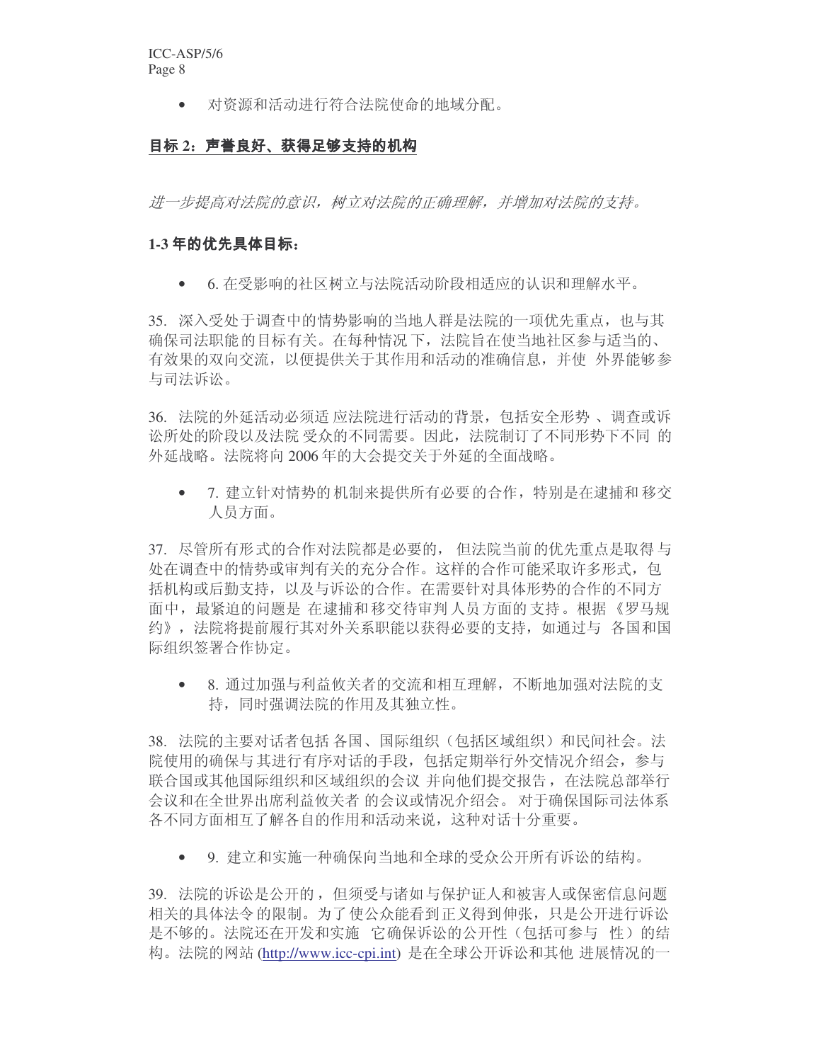- 对资源和活动进行符合法院使命的地域分配。

## 目标 2：声誉良好、获得足够支持的机构

*进一步提高对法院的意识，树立对法院的正确理解，并增加对法院的支持。*

**1-3 年的优先具体目标：**

- 6. 在受影响的社区树立与法院活动阶段相适应的认识和理解水平。

35. 深入受处于调查中的情势影响的当地人群是法院的一项优先重点，也与其确保司法职能的目标有关。在每种情况下，法院旨在使当地社区参与适当的、有效果的双向交流，以便提供关于其作用和活动的准确信息，并使外界能够参与司法诉讼。

36. 法院的外延活动必须适应法院进行活动的背景，包括安全形势、调查或诉讼所处的阶段以及法院受众的不同需要。因此，法院制订了不同形势下不同的外延战略。法院将向 2006 年的大会提交关于外延的全面战略。

- 7. 建立针对情势的机制来提供所有必要的合作，特别是在逮捕和移交人员方面。

37. 尽管所有形式的合作对法院都是必要的，但法院当前的优先重点是取得与处在调查中的情势或审判有关的充分合作。这样的合作可能采取许多形式，包括机构或后勤支持，以及与诉讼的合作。在需要针对具体形势的合作的不同方面中，最紧迫的问题是在逮捕和移交待审判人员方面的支持。根据《罗马规约》，法院将提前履行其对外关系职能以获得必要的支持，如通过与各国和国际组织签署合作协定。

- 8. 通过加强与利益攸关者的交流和相互理解，不断地加强对法院的支持，同时强调法院的作用及其独立性。

38. 法院的主要对话者包括各国、国际组织（包括区域组织）和民间社会。法院使用的确保与其进行有序对话的手段，包括定期举行外交情况介绍会，参与联合国或其他国际组织和区域组织的会议并向他们提交报告，在法院总部举行会议和在全世界出席利益攸关者的会议或情况介绍会。对于确保国际司法体系各不同方面相互了解各自的作用和活动来说，这种对话十分重要。

- 9. 建立和实施一种确保向当地和全球的受众公开所有诉讼的结构。

39. 法院的诉讼是公开的，但须受与诸如与保护证人和被害人或保密信息问题相关的具体法令的限制。为了使公众能看到正义得到伸张，只是公开进行诉讼是不够的。法院还在开发和实施它确保诉讼的公开性（包括可参与性）的结构。法院的网站 (http://www.icc-cpi.int) 是在全球公开诉讼和其他进展情况的一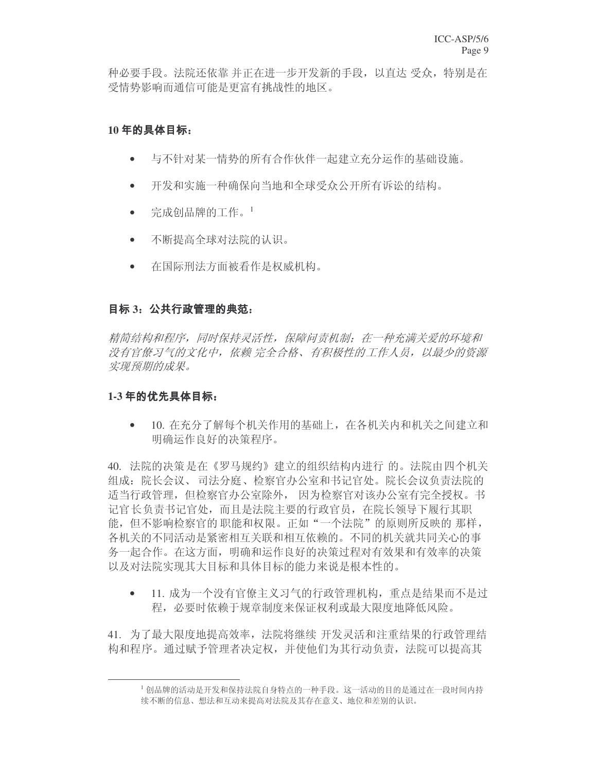种必要手段。法院还依靠 并正在进一步开发新的手段，以直达 受众，特别是在受情势影响而通信可能是更富有挑战性的地区。

**10 年的具体目标：**

- 与不针对某一情势的所有合作伙伴一起建立充分运作的基础设施。
- 开发和实施一种确保向当地和全球受众公开所有诉讼的结构。
- 完成创品牌的工作。[1]
- 不断提高全球对法院的认识。
- 在国际刑法方面被看作是权威机构。

**目标 3：公共行政管理的典范：**

*精简结构和程序，同时保持灵活性，保障问责机制；在一种充满关爱的环境和没有官僚习气的文化中，依赖 完全合格、有积极性的工作人员，以最少的资源实现预期的成果。*

**1-3 年的优先具体目标：**

- 10. 在充分了解每个机关作用的基础上，在各机关内和机关之间建立和明确运作良好的决策程序。

40. 法院的决策是在《罗马规约》建立的组织结构内进行 的。法院由四个机关组成：院长会议、 司法分庭、检察官办公室和书记官处。院长会议负责法院的适当行政管理，但检察官办公室除外， 因为检察官对该办公室有完全授权。书记官长负责书记官处，而且是法院主要的行政官员，在院长领导下履行其职能，但不影响检察官的 职能和权限。正如“一个法院”的原则所反映的 那样，各机关的不同活动是紧密相互关联和相互依赖的。不同的机关就共同关心的事务一起合作。在这方面，明确和运作良好的决策过程对有效果和有效率的决策以及对法院实现其大目标和具体目标的能力来说是根本性的。

- 11. 成为一个没有官僚主义习气的行政管理机构，重点是结果而不是过程，必要时依赖于规章制度来保证权利或最大限度地降低风险。

41. 为了最大限度地提高效率，法院将继续 开发灵活和注重结果的行政管理结构和程序。通过赋予管理者决定权，并使他们为其行动负责，法院可以提高其

---

[1] 创品牌的活动是开发和保持法院自身特点的一种手段。这一活动的目的是通过在一段时间内持续不断的信息、想法和互动来提高对法院及其存在意义、地位和差别的认识。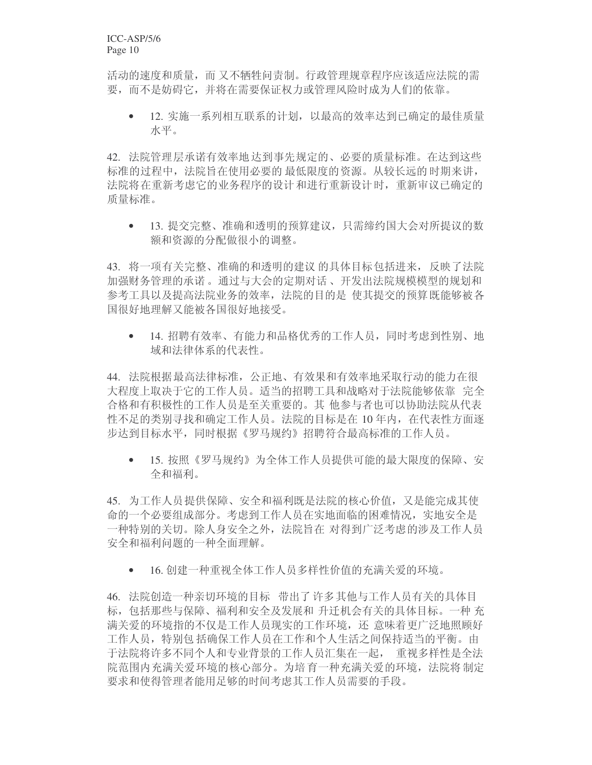活动的速度和质量，而又不牺牲问责制。行政管理规章程序应该适应法院的需要，而不是妨碍它，并将在需要保证权力或管理风险时成为人们的依靠。

- 12. 实施一系列相互联系的计划，以最高的效率达到已确定的最佳质量水平。

42. 法院管理层承诺有效率地达到事先规定的、必要的质量标准。在达到这些标准的过程中，法院旨在使用必要的最低限度的资源。从较长远的时期来讲，法院将在重新考虑它的业务程序的设计和进行重新设计时，重新审议已确定的质量标准。

- 13. 提交完整、准确和透明的预算建议，只需缔约国大会对所提议的数额和资源的分配做很小的调整。

43. 将一项有关完整、准确的和透明的建议的具体目标包括进来，反映了法院加强财务管理的承诺。通过与大会的定期对话、开发出法院规模模型的规划和参考工具以及提高法院业务的效率，法院的目的是使其提交的预算既能够被各国很好地理解又能被各国很好地接受。

- 14. 招聘有效率、有能力和品格优秀的工作人员，同时考虑到性别、地域和法律体系的代表性。

44. 法院根据最高法律标准，公正地、有效果和有效率地采取行动的能力在很大程度上取决于它的工作人员。适当的招聘工具和战略对于法院能够依靠完全合格和有积极性的工作人员是至关重要的。其他参与者也可以协助法院从代表性不足的类别寻找和确定工作人员。法院的目标是在 10 年内，在代表性方面逐步达到目标水平，同时根据《罗马规约》招聘符合最高标准的工作人员。

- 15. 按照《罗马规约》为全体工作人员提供可能的最大限度的保障、安全和福利。

45. 为工作人员提供保障、安全和福利既是法院的核心价值，又是能完成其使命的一个必要组成部分。考虑到工作人员在实地面临的困难情况，实地安全是一种特别的关切。除人身安全之外，法院旨在对得到广泛考虑的涉及工作人员安全和福利问题的一种全面理解。

- 16. 创建一种重视全体工作人员多样性价值的充满关爱的环境。

46. 法院创造一种亲切环境的目标带出了许多其他与工作人员有关的具体目标，包括那些与保障、福利和安全及发展和升迁机会有关的具体目标。一种充满关爱的环境指的不仅是工作人员现实的工作环境，还意味着更广泛地照顾好工作人员，特别包括确保工作人员在工作和个人生活之间保持适当的平衡。由于法院将许多不同个人和专业背景的工作人员汇集在一起，重视多样性是全法院范围内充满关爱环境的核心部分。为培育一种充满关爱的环境，法院将制定要求和使得管理者能用足够的时间考虑其工作人员需要的手段。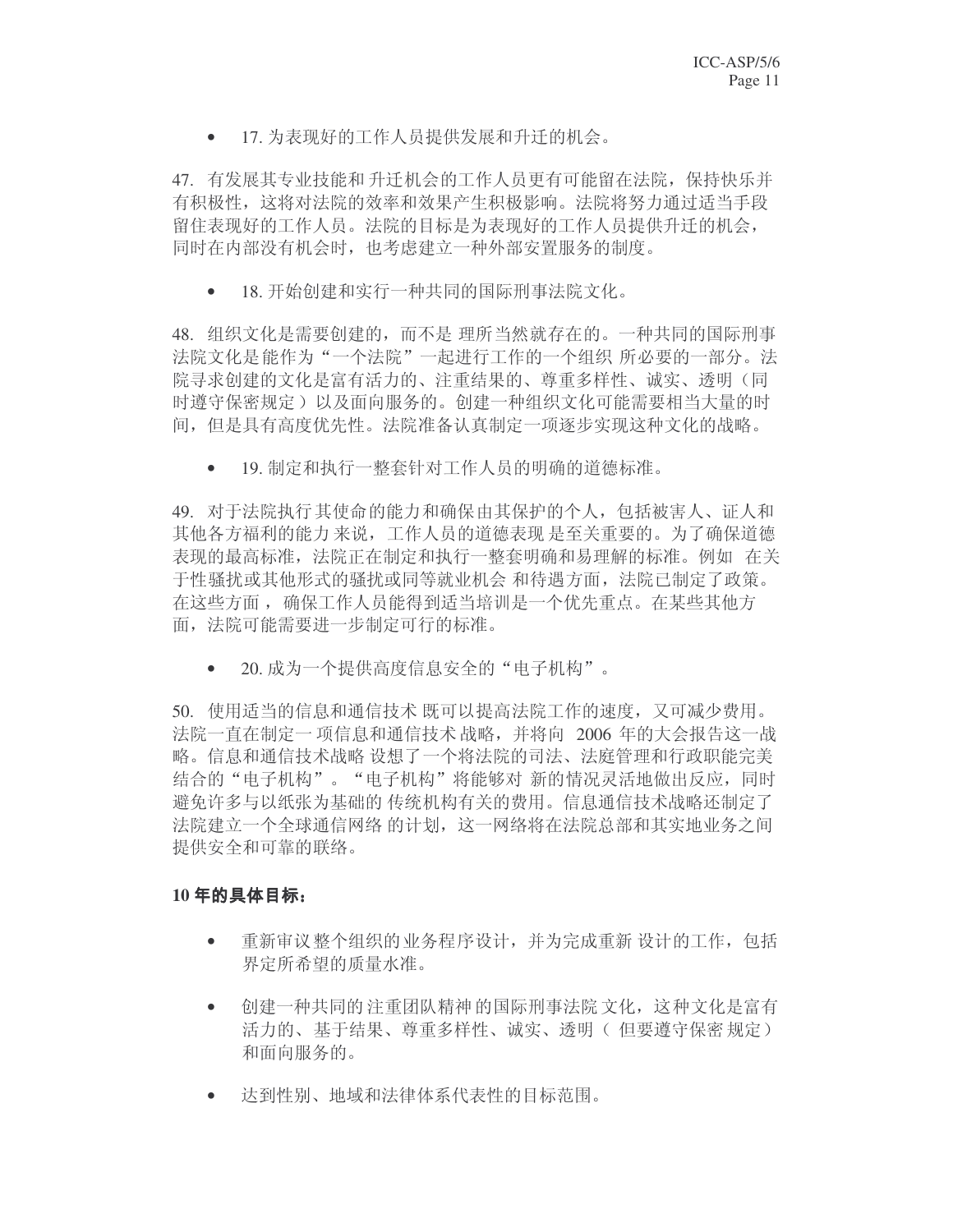- 17. 为表现好的工作人员提供发展和升迁的机会。

47. 有发展其专业技能和升迁机会的工作人员更有可能留在法院，保持快乐并有积极性，这将对法院的效率和效果产生积极影响。法院将努力通过适当手段留住表现好的工作人员。法院的目标是为表现好的工作人员提供升迁的机会，同时在内部没有机会时，也考虑建立一种外部安置服务的制度。

- 18. 开始创建和实行一种共同的国际刑事法院文化。

48. 组织文化是需要创建的，而不是理所当然就存在的。一种共同的国际刑事法院文化是能作为“一个法院”一起进行工作的一个组织所必要的一部分。法院寻求创建的文化是富有活力的、注重结果的、尊重多样性、诚实、透明（同时遵守保密规定）以及面向服务的。创建一种组织文化可能需要相当大量的时间，但是具有高度优先性。法院准备认真制定一项逐步实现这种文化的战略。

- 19. 制定和执行一整套针对工作人员的明确的道德标准。

49. 对于法院执行其使命的能力和确保由其保护的个人，包括被害人、证人和其他各方福利的能力来说，工作人员的道德表现是至关重要的。为了确保道德表现的最高标准，法院正在制定和执行一整套明确和易理解的标准。例如 在关于性骚扰或其他形式的骚扰或同等就业机会和待遇方面，法院已制定了政策。在这些方面，确保工作人员能得到适当培训是一个优先重点。在某些其他方面，法院可能需要进一步制定可行的标准。

- 20. 成为一个提供高度信息安全的“电子机构”。

50. 使用适当的信息和通信技术既可以提高法院工作的速度，又可减少费用。法院一直在制定一项信息和通信技术战略，并将向 2006 年的大会报告这一战略。信息和通信技术战略设想了一个将法院的司法、法庭管理和行政职能完美结合的“电子机构”。“电子机构”将能够对新的情况灵活地做出反应，同时避免许多与以纸张为基础的传统机构有关的费用。信息通信技术战略还制定了法院建立一个全球通信网络的计划，这一网络将在法院总部和其实地业务之间提供安全和可靠的联络。

**10 年的具体目标：**

- 重新审议整个组织的业务程序设计，并为完成重新设计的工作，包括界定所希望的质量水准。
- 创建一种共同的注重团队精神的国际刑事法院文化，这种文化是富有活力的、基于结果、尊重多样性、诚实、透明（但要遵守保密规定）和面向服务的。
- 达到性别、地域和法律体系代表性的目标范围。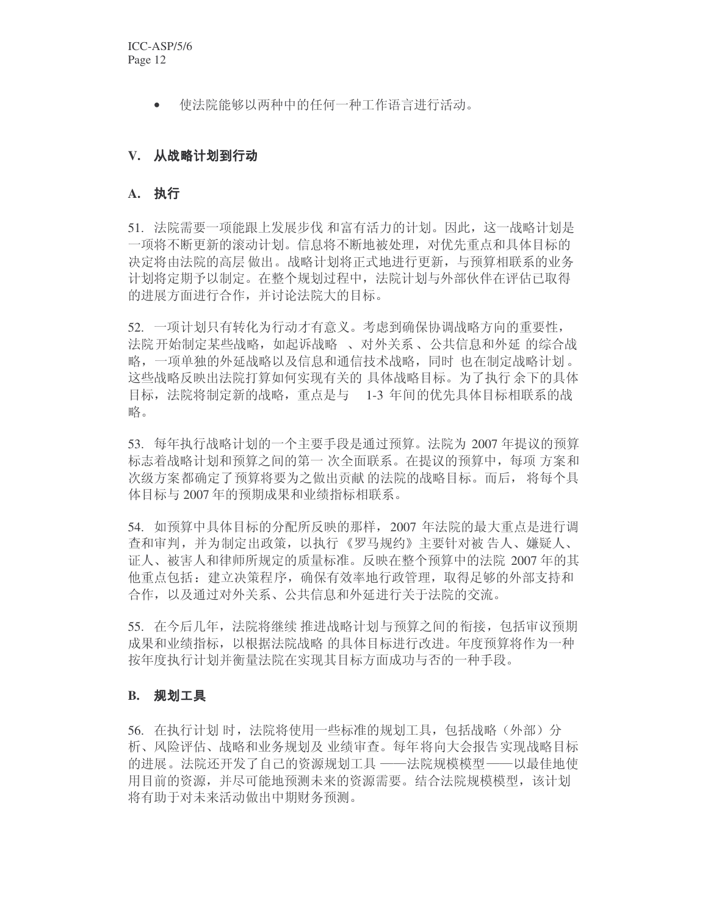- 使法院能够以两种中的任何一种工作语言进行活动。

## V. 从战略计划到行动

### A. 执行

51. 法院需要一项能跟上发展步伐和富有活力的计划。因此，这一战略计划是一项将不断更新的滚动计划。信息将不断地被处理，对优先重点和具体目标的决定将由法院的高层做出。战略计划将正式地进行更新，与预算相联系的业务计划将定期予以制定。在整个规划过程中，法院计划与外部伙伴在评估已取得的进展方面进行合作，并讨论法院大的目标。

52. 一项计划只有转化为行动才有意义。考虑到确保协调战略方向的重要性，法院开始制定某些战略，如起诉战略、对外关系、公共信息和外延的综合战略，一项单独的外延战略以及信息和通信技术战略，同时也在制定战略计划。这些战略反映出法院打算如何实现有关的具体战略目标。为了执行余下的具体目标，法院将制定新的战略，重点是与 1-3 年间的优先具体目标相联系的战略。

53. 每年执行战略计划的一个主要手段是通过预算。法院为 2007 年提议的预算标志着战略计划和预算之间的第一次全面联系。在提议的预算中，每项方案和次级方案都确定了预算将要为之做出贡献的法院的战略目标。而后，将每个具体目标与 2007 年的预期成果和业绩指标相联系。

54. 如预算中具体目标的分配所反映的那样，2007 年法院的最大重点是进行调查和审判，并为制定出政策，以执行《罗马规约》主要针对被告人、嫌疑人、证人、被害人和律师所规定的质量标准。反映在整个预算中的法院 2007 年的其他重点包括：建立决策程序，确保有效率地行政管理，取得足够的外部支持和合作，以及通过对外关系、公共信息和外延进行关于法院的交流。

55. 在今后几年，法院将继续推进战略计划与预算之间的衔接，包括审议预期成果和业绩指标，以根据法院战略的具体目标进行改进。年度预算将作为一种按年度执行计划并衡量法院在实现其目标方面成功与否的一种手段。

### B. 规划工具

56. 在执行计划时，法院将使用一些标准的规划工具，包括战略（外部）分析、风险评估、战略和业务规划及业绩审查。每年将向大会报告实现战略目标的进展。法院还开发了自己的资源规划工具——法院规模模型——以最佳地使用目前的资源，并尽可能地预测未来的资源需要。结合法院规模模型，该计划将有助于对未来活动做出中期财务预测。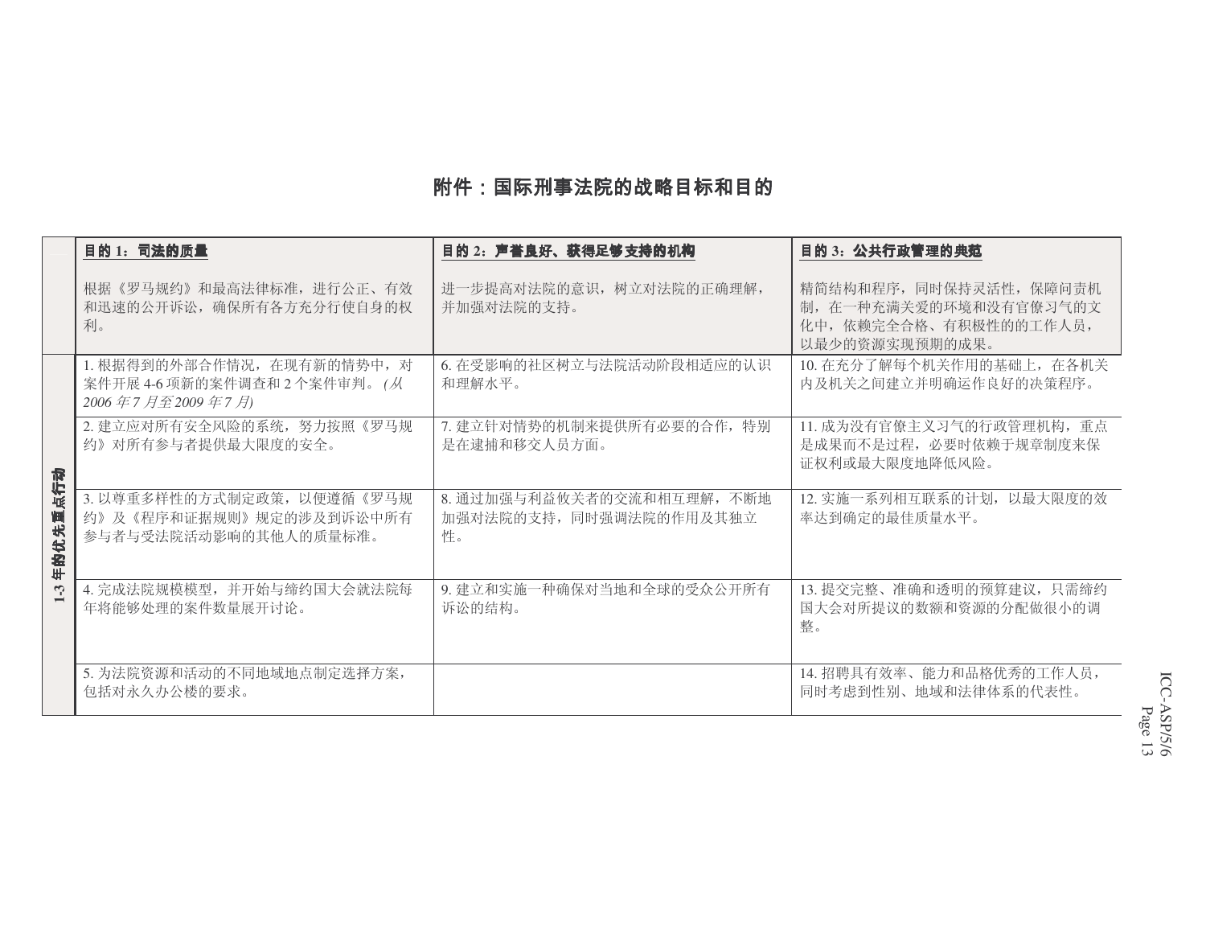# 附件：国际刑事法院的战略目标和目的

| | 目的 1：司法的质量<br><br>根据《罗马规约》和最高法律标准，进行公正、有效和迅速的公开诉讼，确保所有各方充分行使自身的权利。 | 目的 2：声誉良好、获得足够支持的机构<br><br>进一步提高对法院的意识，树立对法院的正确理解，并加强对法院的支持。 | 目的 3：公共行政管理的典范<br><br>精简结构和程序，同时保持灵活性，保障问责机制，在一种充满关爱的环境和没有官僚习气的文化中，依赖完全合格、有积极性的的工作人员，以最少的资源实现预期的成果。 |
|---|---|---|---|
| 1-3 年的优先重点行动 | 1. 根据得到的外部合作情况，在现有新的情势中，对案件开展 4-6 项新的案件调查和 2 个案件审判。*(从 2006 年 7 月至 2009 年 7 月)* | 6. 在受影响的社区树立与法院活动阶段相适应的认识和理解水平。 | 10. 在充分了解每个机关作用的基础上，在各机关内及机关之间建立并明确运作良好的决策程序。 |
| | 2. 建立应对所有安全风险的系统，努力按照《罗马规约》对所有参与者提供最大限度的安全。 | 7. 建立针对情势的机制来提供所有必要的合作，特别是在逮捕和移交人员方面。 | 11. 成为没有官僚主义习气的行政管理机构，重点是成果而不是过程，必要时依赖于规章制度来保证权利或最大限度地降低风险。 |
| | 3. 以尊重多样性的方式制定政策，以便遵循《罗马规约》及《程序和证据规则》规定的涉及到诉讼中所有参与者与受法院活动影响的其他人的质量标准。 | 8. 通过加强与利益攸关者的交流和相互理解，不断地加强对法院的支持，同时强调法院的作用及其独立性。 | 12. 实施一系列相互联系的计划，以最大限度的效率达到确定的最佳质量水平。 |
| | 4. 完成法院规模模型，并开始与缔约国大会就法院每年将能够处理的案件数量展开讨论。 | 9. 建立和实施一种确保对当地和全球的受众公开所有诉讼的结构。 | 13. 提交完整、准确和透明的预算建议，只需缔约国大会对所提议的数额和资源的分配做很小的调整。 |
| | 5. 为法院资源和活动的不同地域地点制定选择方案，包括对永久办公楼的要求。 | | 14. 招聘具有效率、能力和品格优秀的工作人员，同时考虑到性别、地域和法律体系的代表性。 |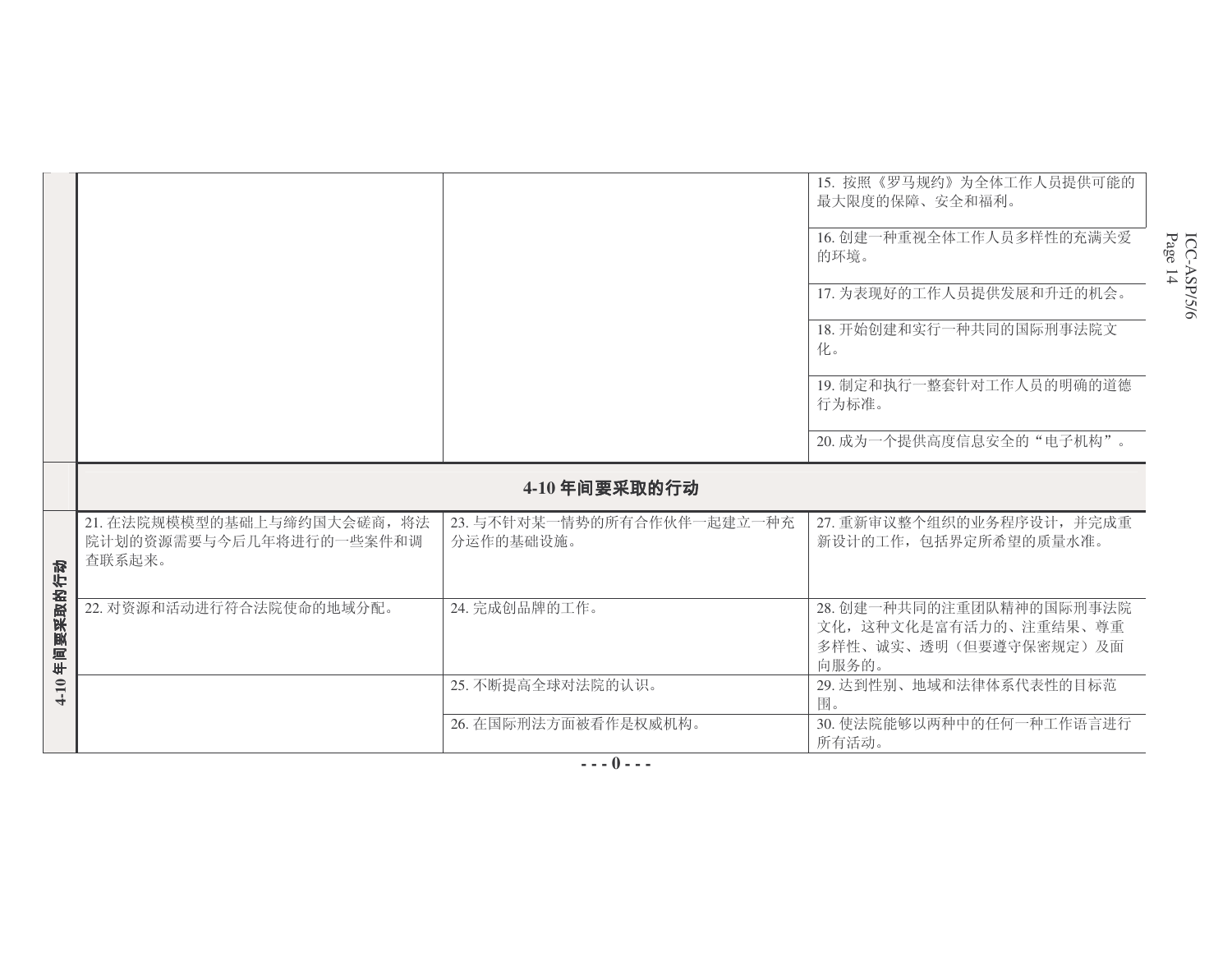| | | | |
|---|---|---|---|
| | | | 15. 按照《罗马规约》为全体工作人员提供可能的最大限度的保障、安全和福利。 |
| | | | 16. 创建一种重视全体工作人员多样性的充满关爱的环境。 |
| | | | 17. 为表现好的工作人员提供发展和升迁的机会。 |
| | | | 18. 开始创建和实行一种共同的国际刑事法院文化。 |
| | | | 19. 制定和执行一整套针对工作人员的明确的道德行为标准。 |
| | | | 20. 成为一个提供高度信息安全的“电子机构”。 |
| | **4-10 年间要采取的行动** | | |
| 4-10 年间要采取的行动 | 21. 在法院规模模型的基础上与缔约国大会磋商，将法院计划的资源需要与今后几年将进行的一些案件和调查联系起来。 | 23. 与不针对某一情势的所有合作伙伴一起建立一种充分运作的基础设施。 | 27. 重新审议整个组织的业务程序设计，并完成重新设计的工作，包括界定所希望的质量水准。 |
| | 22. 对资源和活动进行符合法院使命的地域分配。 | 24. 完成创品牌的工作。 | 28. 创建一种共同的注重团队精神的国际刑事法院文化，这种文化是富有活力的、注重结果、尊重多样性、诚实、透明（但要遵守保密规定）及面向服务的。 |
| | | 25. 不断提高全球对法院的认识。 | 29. 达到性别、地域和法律体系代表性的目标范围。 |
| | | 26. 在国际刑法方面被看作是权威机构。 | 30. 使法院能够以两种中的任何一种工作语言进行所有活动。 |

**- - - 0 - - -**